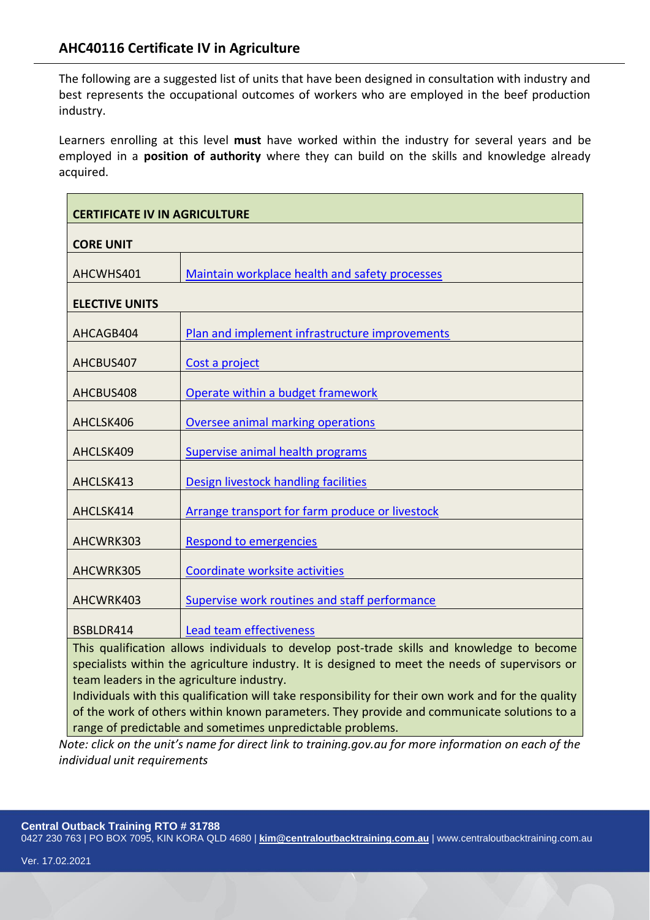## AHC40116 Certificate IV in Agriculture

The following are a suggested list of units that have been designed in consultation with industry and best represents the occupational outcomes of workers who are employed in the beef production industry.

Learners enrolling at this level **must** have worked within the industry for several years and be employed in a **position of authority** where they can build on the skills and knowledge already acquired.

| **CERTIFICATE IV IN AGRICULTURE** | |
|---|---|
| **CORE UNIT** | |
| AHCWHS401 | Maintain workplace health and safety processes |
| **ELECTIVE UNITS** | |
| AHCAGB404 | Plan and implement infrastructure improvements |
| AHCBUS407 | Cost a project |
| AHCBUS408 | Operate within a budget framework |
| AHCLSK406 | Oversee animal marking operations |
| AHCLSK409 | Supervise animal health programs |
| AHCLSK413 | Design livestock handling facilities |
| AHCLSK414 | Arrange transport for farm produce or livestock |
| AHCWRK303 | Respond to emergencies |
| AHCWRK305 | Coordinate worksite activities |
| AHCWRK403 | Supervise work routines and staff performance |
| BSBLDR414 | Lead team effectiveness |
| This qualification allows individuals to develop post-trade skills and knowledge to become specialists within the agriculture industry. It is designed to meet the needs of supervisors or team leaders in the agriculture industry. Individuals with this qualification will take responsibility for their own work and for the quality of the work of others within known parameters. They provide and communicate solutions to a range of predictable and sometimes unpredictable problems. | |

*Note: click on the unit's name for direct link to training.gov.au for more information on each of the individual unit requirements*

**Central Outback Training RTO # 31788**
0427 230 763 | PO BOX 7095, KIN KORA QLD 4680 | **kim@centraloutbacktraining.com.au** | www.centraloutbacktraining.com.au

Ver. 17.02.2021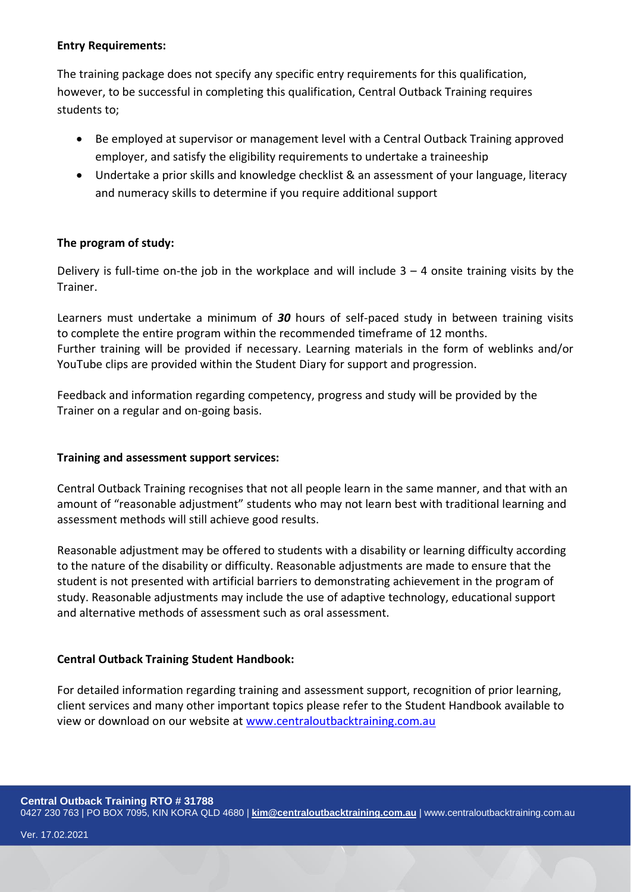**Entry Requirements:**

The training package does not specify any specific entry requirements for this qualification, however, to be successful in completing this qualification, Central Outback Training requires students to;

- Be employed at supervisor or management level with a Central Outback Training approved employer, and satisfy the eligibility requirements to undertake a traineeship
- Undertake a prior skills and knowledge checklist & an assessment of your language, literacy and numeracy skills to determine if you require additional support

**The program of study:**

Delivery is full-time on-the job in the workplace and will include 3 – 4 onsite training visits by the Trainer.

Learners must undertake a minimum of ***30*** hours of self-paced study in between training visits to complete the entire program within the recommended timeframe of 12 months.
Further training will be provided if necessary. Learning materials in the form of weblinks and/or YouTube clips are provided within the Student Diary for support and progression.

Feedback and information regarding competency, progress and study will be provided by the Trainer on a regular and on-going basis.

**Training and assessment support services:**

Central Outback Training recognises that not all people learn in the same manner, and that with an amount of "reasonable adjustment" students who may not learn best with traditional learning and assessment methods will still achieve good results.

Reasonable adjustment may be offered to students with a disability or learning difficulty according to the nature of the disability or difficulty. Reasonable adjustments are made to ensure that the student is not presented with artificial barriers to demonstrating achievement in the program of study. Reasonable adjustments may include the use of adaptive technology, educational support and alternative methods of assessment such as oral assessment.

**Central Outback Training Student Handbook:**

For detailed information regarding training and assessment support, recognition of prior learning, client services and many other important topics please refer to the Student Handbook available to view or download on our website at [www.centraloutbacktraining.com.au](http://www.centraloutbacktraining.com.au)

**Central Outback Training RTO # 31788**
0427 230 763 | PO BOX 7095, KIN KORA QLD 4680 | **kim@centraloutbacktraining.com.au** | www.centraloutbacktraining.com.au

Ver. 17.02.2021